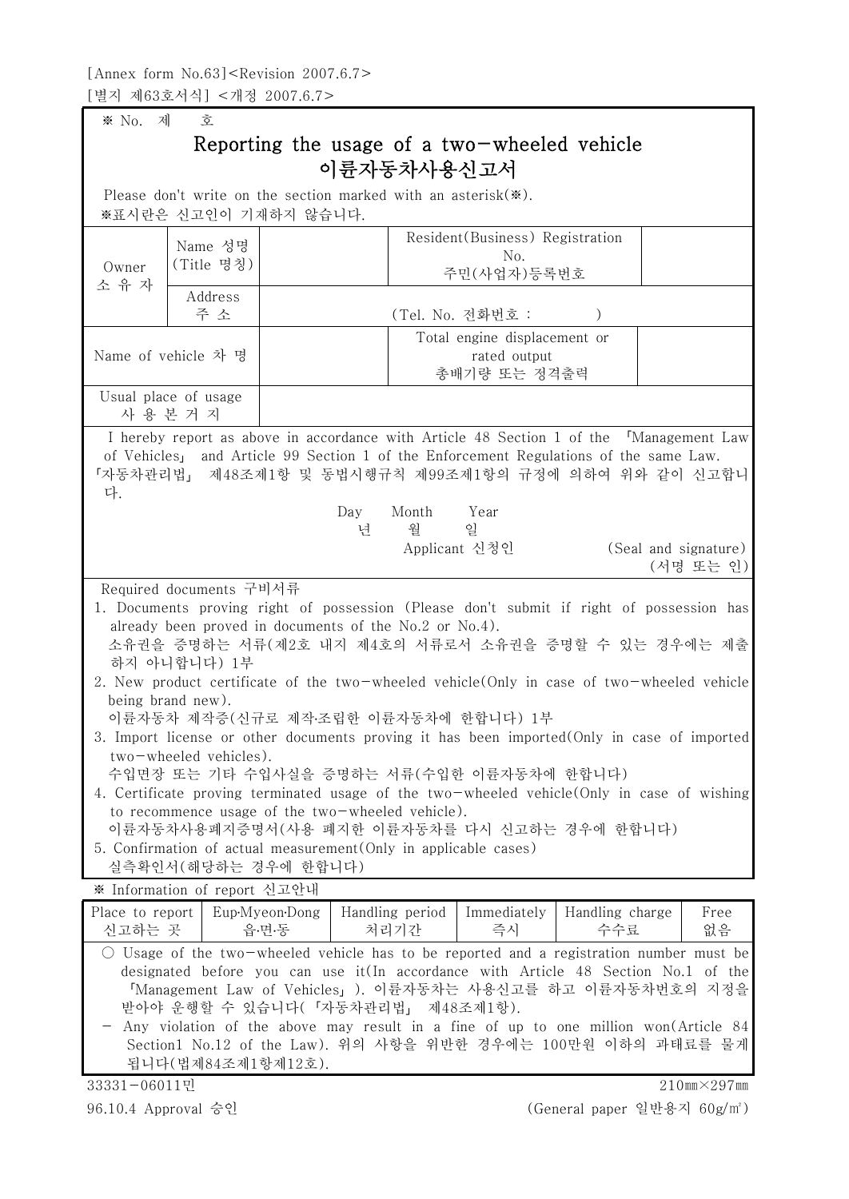[Annex form No.63]<Revision 2007.6.7>
[별지 제63호서식] <개정 2007.6.7>

※ No. 제 호

# Reporting the usage of a two-wheeled vehicle
# 이륜자동차사용신고서

Please don't write on the section marked with an asterisk(※).
※표시란은 신고인이 기재하지 않습니다.

| Owner 소 유 자 | Name 성명 (Title 명칭) | | Resident(Business) Registration No. 주민(사업자)등록번호 | |
|---|---|---|---|---|
| | Address 주 소 | (Tel. No. 전화번호 : ) | | |
| Name of vehicle 차 명 | | | Total engine displacement or rated output 총배기량 또는 정격출력 | |
| Usual place of usage 사 용 본 거 지 | | | | |

I hereby report as above in accordance with Article 48 Section 1 of the 「Management Law of Vehicles」 and Article 99 Section 1 of the Enforcement Regulations of the same Law.
「자동차관리법」 제48조제1항 및 동법시행규칙 제99조제1항의 규정에 의하여 위와 같이 신고합니다.

Day Month Year
년 월 일

Applicant 신청인 (Seal and signature) (서명 또는 인)

Required documents 구비서류

1. Documents proving right of possession (Please don't submit if right of possession has already been proved in documents of the No.2 or No.4).
   소유권을 증명하는 서류(제2호 내지 제4호의 서류로서 소유권을 증명할 수 있는 경우에는 제출하지 아니합니다) 1부
2. New product certificate of the two-wheeled vehicle(Only in case of two-wheeled vehicle being brand new).
   이륜자동차 제작증(신규로 제작·조립한 이륜자동차에 한합니다) 1부
3. Import license or other documents proving it has been imported(Only in case of imported two-wheeled vehicles).
   수입면장 또는 기타 수입사실을 증명하는 서류(수입한 이륜자동차에 한합니다)
4. Certificate proving terminated usage of the two-wheeled vehicle(Only in case of wishing to recommence usage of the two-wheeled vehicle).
   이륜자동차사용폐지증명서(사용 폐지한 이륜자동차를 다시 신고하는 경우에 한합니다)
5. Confirmation of actual measurement(Only in applicable cases)
   실측확인서(해당하는 경우에 한합니다)

※ Information of report 신고안내

| Place to report 신고하는 곳 | Eup·Myeon·Dong 읍·면·동 | Handling period 처리기간 | Immediately 즉시 | Handling charge 수수료 | Free 없음 |
|---|---|---|---|---|---|

○ Usage of the two-wheeled vehicle has to be reported and a registration number must be designated before you can use it(In accordance with Article 48 Section No.1 of the 「Management Law of Vehicles」). 이륜자동차는 사용신고를 하고 이륜자동차번호의 지정을 받아야 운행할 수 있습니다(「자동차관리법」 제48조제1항).

\- Any violation of the above may result in a fine of up to one million won(Article 84 Section1 No.12 of the Law). 위의 사항을 위반한 경우에는 100만원 이하의 과태료를 물게 됩니다(법제84조제1항제12호).

33331-06011민 210㎜×297㎜

96.10.4 Approval 승인 (General paper 일반용지 60g/㎡)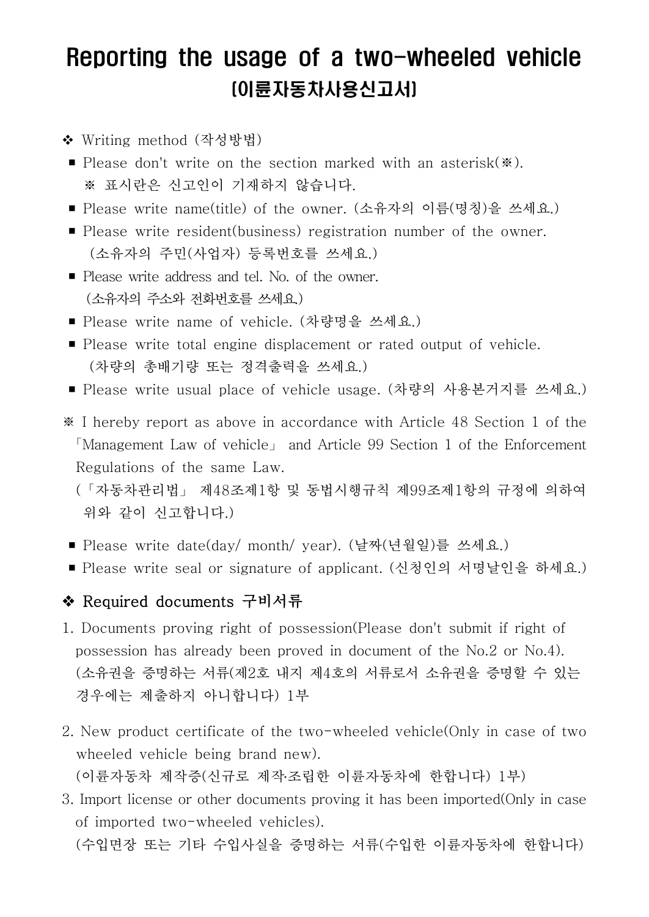# Reporting the usage of a two-wheeled vehicle
## (이륜자동차사용신고서)

❖ Writing method (작성방법)

- Please don't write on the section marked with an asterisk(※).
  ※ 표시란은 신고인이 기재하지 않습니다.
- Please write name(title) of the owner. (소유자의 이름(명칭)을 쓰세요.)
- Please write resident(business) registration number of the owner.
  (소유자의 주민(사업자) 등록번호를 쓰세요.)
- Please write address and tel. No. of the owner.
  (소유자의 주소와 전화번호를 쓰세요.)
- Please write name of vehicle. (차량명을 쓰세요.)
- Please write total engine displacement or rated output of vehicle.
  (차량의 총배기량 또는 정격출력을 쓰세요.)
- Please write usual place of vehicle usage. (차량의 사용본거지를 쓰세요.)

※ I hereby report as above in accordance with Article 48 Section 1 of the 「Management Law of vehicle」 and Article 99 Section 1 of the Enforcement Regulations of the same Law.
(「자동차관리법」 제48조제1항 및 동법시행규칙 제99조제1항의 규정에 의하여 위와 같이 신고합니다.)

- Please write date(day/ month/ year). (날짜(년월일)를 쓰세요.)
- Please write seal or signature of applicant. (신청인의 서명날인을 하세요.)

## ❖ Required documents 구비서류

1. Documents proving right of possession(Please don't submit if right of possession has already been proved in document of the No.2 or No.4).
   (소유권을 증명하는 서류(제2호 내지 제4호의 서류로서 소유권을 증명할 수 있는 경우에는 제출하지 아니합니다) 1부

2. New product certificate of the two-wheeled vehicle(Only in case of two wheeled vehicle being brand new).
   (이륜자동차 제작증(신규로 제작·조립한 이륜자동차에 한합니다) 1부)
3. Import license or other documents proving it has been imported(Only in case of imported two-wheeled vehicles).
   (수입면장 또는 기타 수입사실을 증명하는 서류(수입한 이륜자동차에 한합니다)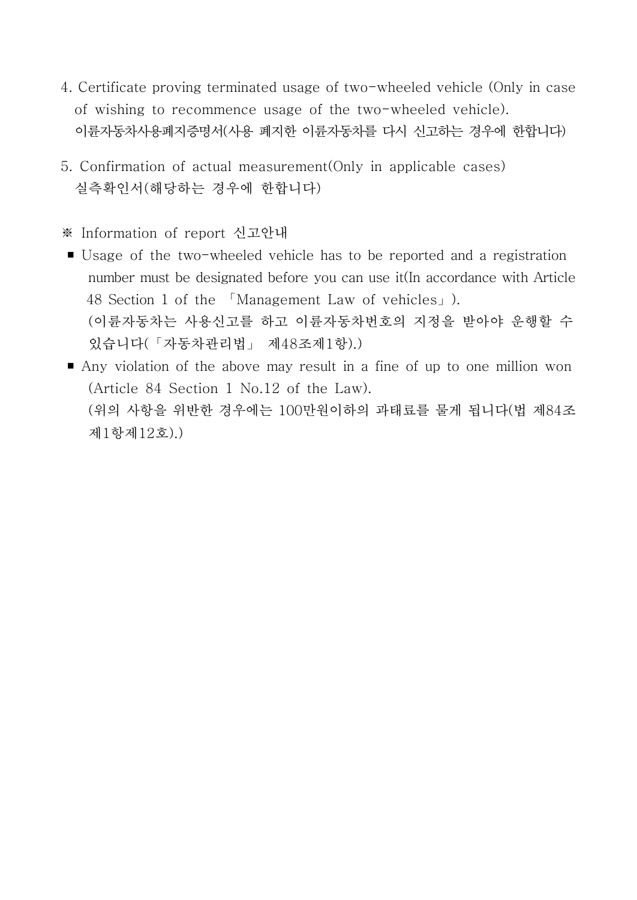4. Certificate proving terminated usage of two-wheeled vehicle (Only in case of wishing to recommence usage of the two-wheeled vehicle).
   이륜자동차사용폐지증명서(사용 폐지한 이륜자동차를 다시 신고하는 경우에 한합니다)

5. Confirmation of actual measurement(Only in applicable cases)
   실측확인서(해당하는 경우에 한합니다)

※ Information of report 신고안내

- Usage of the two-wheeled vehicle has to be reported and a registration number must be designated before you can use it(In accordance with Article 48 Section 1 of the 「Management Law of vehicles」).
  (이륜자동차는 사용신고를 하고 이륜자동차번호의 지정을 받아야 운행할 수 있습니다(「자동차관리법」 제48조제1항).)
- Any violation of the above may result in a fine of up to one million won (Article 84 Section 1 No.12 of the Law).
  (위의 사항을 위반한 경우에는 100만원이하의 과태료를 물게 됩니다(법 제84조제1항제12호).)